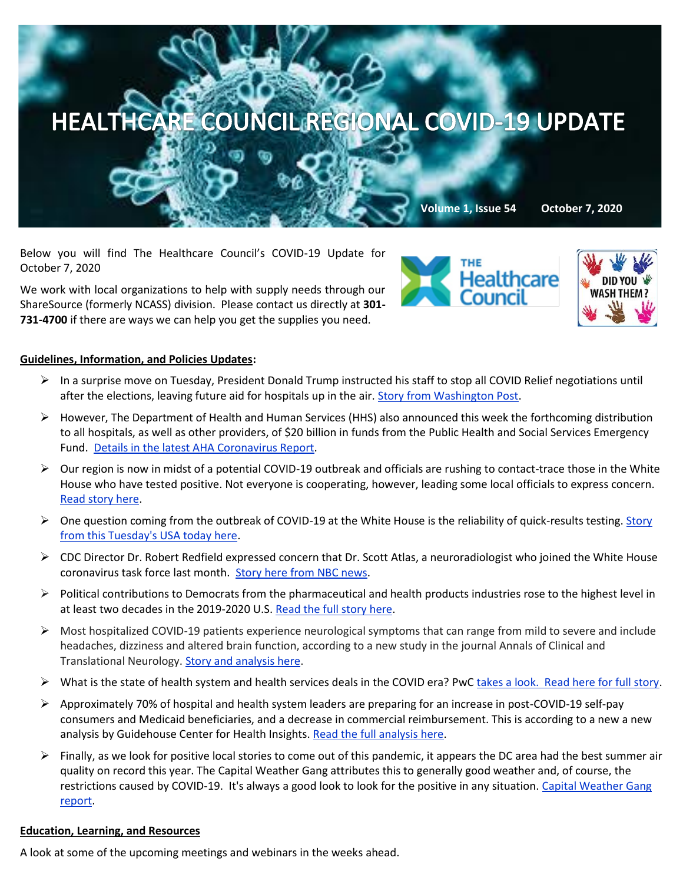# HEALTHCARE COUNCIL REGIONAL COVID-19 UPDATE

**Volume 1, Issue 54 October 7, 2020**

Below you will find The Healthcare Council's COVID-19 Update for October 7, 2020

We work with local organizations to help with supply needs through our ShareSource (formerly NCASS) division. Please contact us directly at **301-731-4700** if there are ways we can help you get the supplies you need.

**Guidelines, Information, and Policies Updates:**

- In a surprise move on Tuesday, President Donald Trump instructed his staff to stop all COVID Relief negotiations until after the elections, leaving future aid for hospitals up in the air. Story from Washington Post.
- However, The Department of Health and Human Services (HHS) also announced this week the forthcoming distribution to all hospitals, as well as other providers, of $20 billion in funds from the Public Health and Social Services Emergency Fund. Details in the latest AHA Coronavirus Report.
- Our region is now in midst of a potential COVID-19 outbreak and officials are rushing to contact-trace those in the White House who have tested positive. Not everyone is cooperating, however, leading some local officials to express concern. Read story here.
- One question coming from the outbreak of COVID-19 at the White House is the reliability of quick-results testing. Story from this Tuesday's USA today here.
- CDC Director Dr. Robert Redfield expressed concern that Dr. Scott Atlas, a neuroradiologist who joined the White House coronavirus task force last month. Story here from NBC news.
- Political contributions to Democrats from the pharmaceutical and health products industries rose to the highest level in at least two decades in the 2019-2020 U.S. Read the full story here.
- Most hospitalized COVID-19 patients experience neurological symptoms that can range from mild to severe and include headaches, dizziness and altered brain function, according to a new study in the journal Annals of Clinical and Translational Neurology. Story and analysis here.
- What is the state of health system and health services deals in the COVID era? PwC takes a look. Read here for full story.
- Approximately 70% of hospital and health system leaders are preparing for an increase in post-COVID-19 self-pay consumers and Medicaid beneficiaries, and a decrease in commercial reimbursement. This is according to a new a new analysis by Guidehouse Center for Health Insights. Read the full analysis here.
- Finally, as we look for positive local stories to come out of this pandemic, it appears the DC area had the best summer air quality on record this year. The Capital Weather Gang attributes this to generally good weather and, of course, the restrictions caused by COVID-19. It's always a good look to look for the positive in any situation. Capital Weather Gang report.

**Education, Learning, and Resources**

A look at some of the upcoming meetings and webinars in the weeks ahead.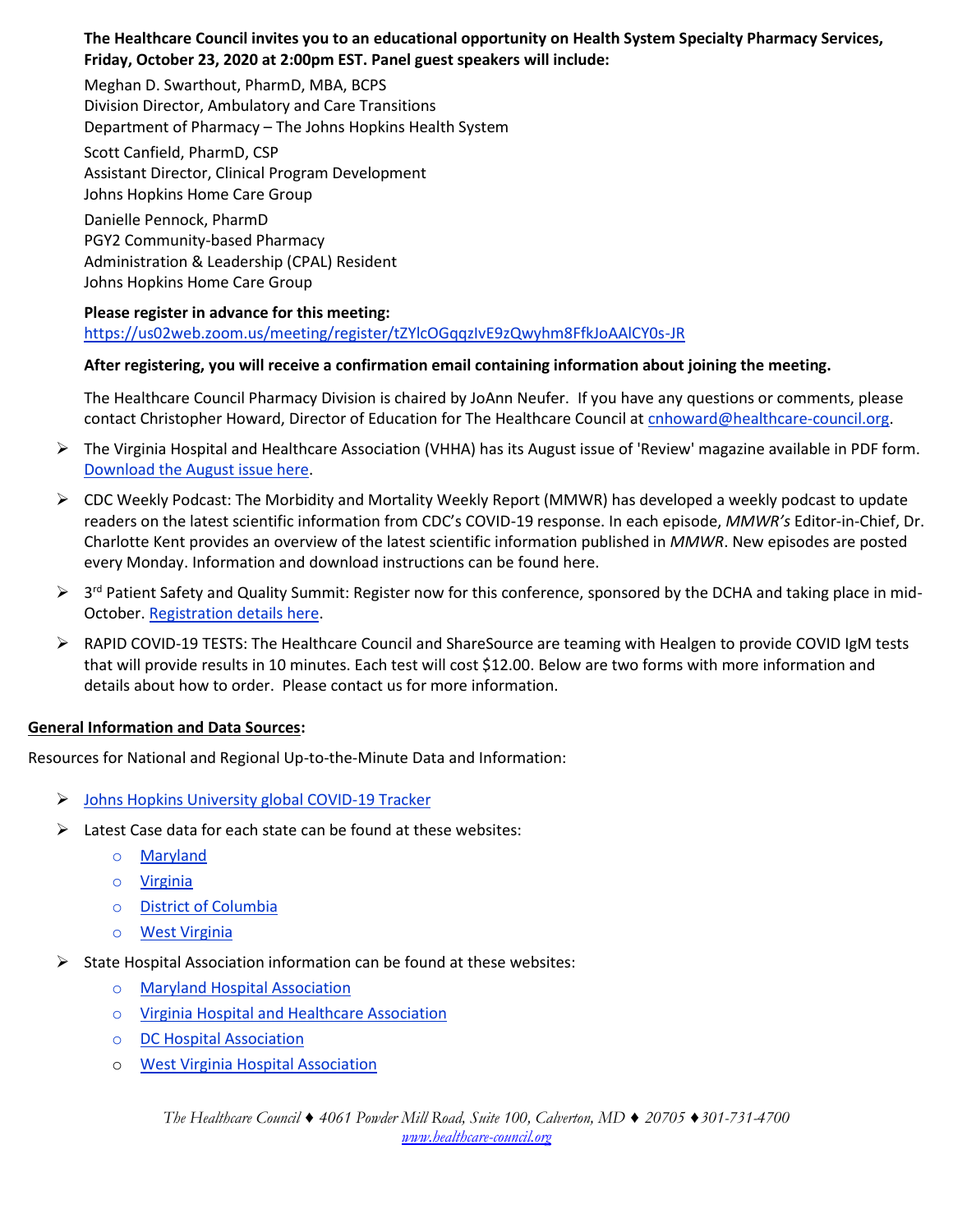**The Healthcare Council invites you to an educational opportunity on Health System Specialty Pharmacy Services, Friday, October 23, 2020 at 2:00pm EST. Panel guest speakers will include:**

Meghan D. Swarthout, PharmD, MBA, BCPS
Division Director, Ambulatory and Care Transitions
Department of Pharmacy – The Johns Hopkins Health System

Scott Canfield, PharmD, CSP
Assistant Director, Clinical Program Development
Johns Hopkins Home Care Group

Danielle Pennock, PharmD
PGY2 Community-based Pharmacy
Administration & Leadership (CPAL) Resident
Johns Hopkins Home Care Group

**Please register in advance for this meeting:**
[https://us02web.zoom.us/meeting/register/tZYlcOGqqzIvE9zQwyhm8FfkJoAAlCY0s-JR](https://us02web.zoom.us/meeting/register/tZYlcOGqqzIvE9zQwyhm8FfkJoAAlCY0s-JR)

**After registering, you will receive a confirmation email containing information about joining the meeting.**

The Healthcare Council Pharmacy Division is chaired by JoAnn Neufer. If you have any questions or comments, please contact Christopher Howard, Director of Education for The Healthcare Council at cnhoward@healthcare-council.org.

- The Virginia Hospital and Healthcare Association (VHHA) has its August issue of 'Review' magazine available in PDF form. Download the August issue here.
- CDC Weekly Podcast: The Morbidity and Mortality Weekly Report (MMWR) has developed a weekly podcast to update readers on the latest scientific information from CDC's COVID-19 response. In each episode, *MMWR's* Editor-in-Chief, Dr. Charlotte Kent provides an overview of the latest scientific information published in *MMWR*. New episodes are posted every Monday. Information and download instructions can be found here.
- 3rd Patient Safety and Quality Summit: Register now for this conference, sponsored by the DCHA and taking place in mid-October. Registration details here.
- RAPID COVID-19 TESTS: The Healthcare Council and ShareSource are teaming with Healgen to provide COVID IgM tests that will provide results in 10 minutes. Each test will cost $12.00. Below are two forms with more information and details about how to order. Please contact us for more information.

**General Information and Data Sources:**

Resources for National and Regional Up-to-the-Minute Data and Information:

- Johns Hopkins University global COVID-19 Tracker
- Latest Case data for each state can be found at these websites:
  - Maryland
  - Virginia
  - District of Columbia
  - West Virginia
- State Hospital Association information can be found at these websites:
  - Maryland Hospital Association
  - Virginia Hospital and Healthcare Association
  - DC Hospital Association
  - West Virginia Hospital Association

*The Healthcare Council ♦ 4061 Powder Mill Road, Suite 100, Calverton, MD ♦ 20705 ♦301-731-4700*
*www.healthcare-council.org*